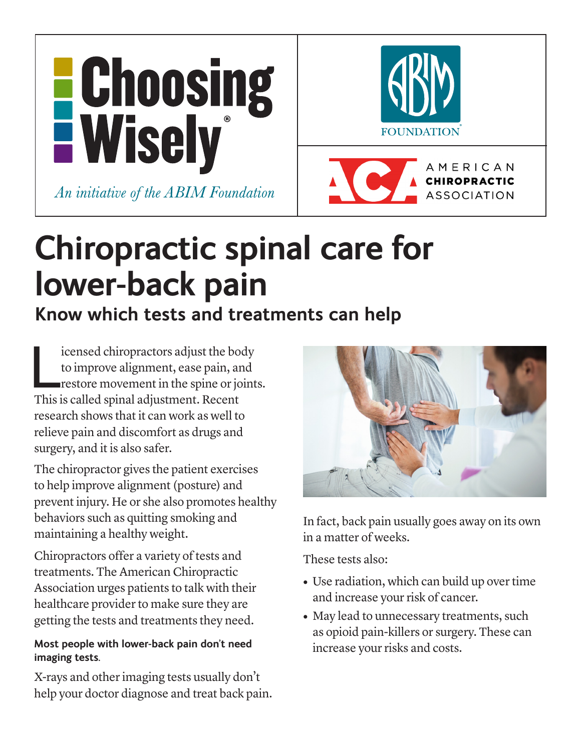Choosing Wisely®

*An initiative of the ABIM Foundation*

ABIM FOUNDATION

AMERICAN CHIROPRACTIC ASSOCIATION

# Chiropractic spinal care for lower-back pain

## Know which tests and treatments can help

Licensed chiropractors adjust the body to improve alignment, ease pain, and restore movement in the spine or joints. This is called spinal adjustment. Recent research shows that it can work as well to relieve pain and discomfort as drugs and surgery, and it is also safer.

The chiropractor gives the patient exercises to help improve alignment (posture) and prevent injury. He or she also promotes healthy behaviors such as quitting smoking and maintaining a healthy weight.

Chiropractors offer a variety of tests and treatments. The American Chiropractic Association urges patients to talk with their healthcare provider to make sure they are getting the tests and treatments they need.

**Most people with lower-back pain don't need imaging tests**.

X-rays and other imaging tests usually don't help your doctor diagnose and treat back pain. In fact, back pain usually goes away on its own in a matter of weeks.

These tests also:

- Use radiation, which can build up over time and increase your risk of cancer.
- May lead to unnecessary treatments, such as opioid pain-killers or surgery. These can increase your risks and costs.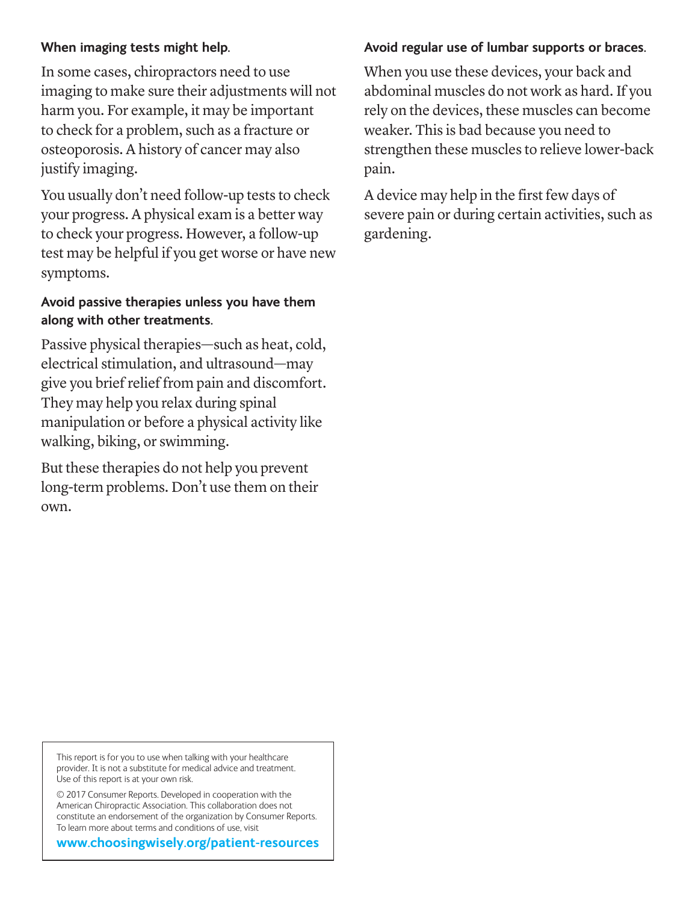**When imaging tests might help**.

In some cases, chiropractors need to use imaging to make sure their adjustments will not harm you. For example, it may be important to check for a problem, such as a fracture or osteoporosis. A history of cancer may also justify imaging.

You usually don't need follow-up tests to check your progress. A physical exam is a better way to check your progress. However, a follow-up test may be helpful if you get worse or have new symptoms.

**Avoid passive therapies unless you have them along with other treatments**.

Passive physical therapies—such as heat, cold, electrical stimulation, and ultrasound—may give you brief relief from pain and discomfort. They may help you relax during spinal manipulation or before a physical activity like walking, biking, or swimming.

But these therapies do not help you prevent long-term problems. Don't use them on their own.

**Avoid regular use of lumbar supports or braces**.

When you use these devices, your back and abdominal muscles do not work as hard. If you rely on the devices, these muscles can become weaker. This is bad because you need to strengthen these muscles to relieve lower-back pain.

A device may help in the first few days of severe pain or during certain activities, such as gardening.

This report is for you to use when talking with your healthcare provider. It is not a substitute for medical advice and treatment. Use of this report is at your own risk.

© 2017 Consumer Reports. Developed in cooperation with the American Chiropractic Association. This collaboration does not constitute an endorsement of the organization by Consumer Reports. To learn more about terms and conditions of use, visit

**www.choosingwisely.org/patient-resources**